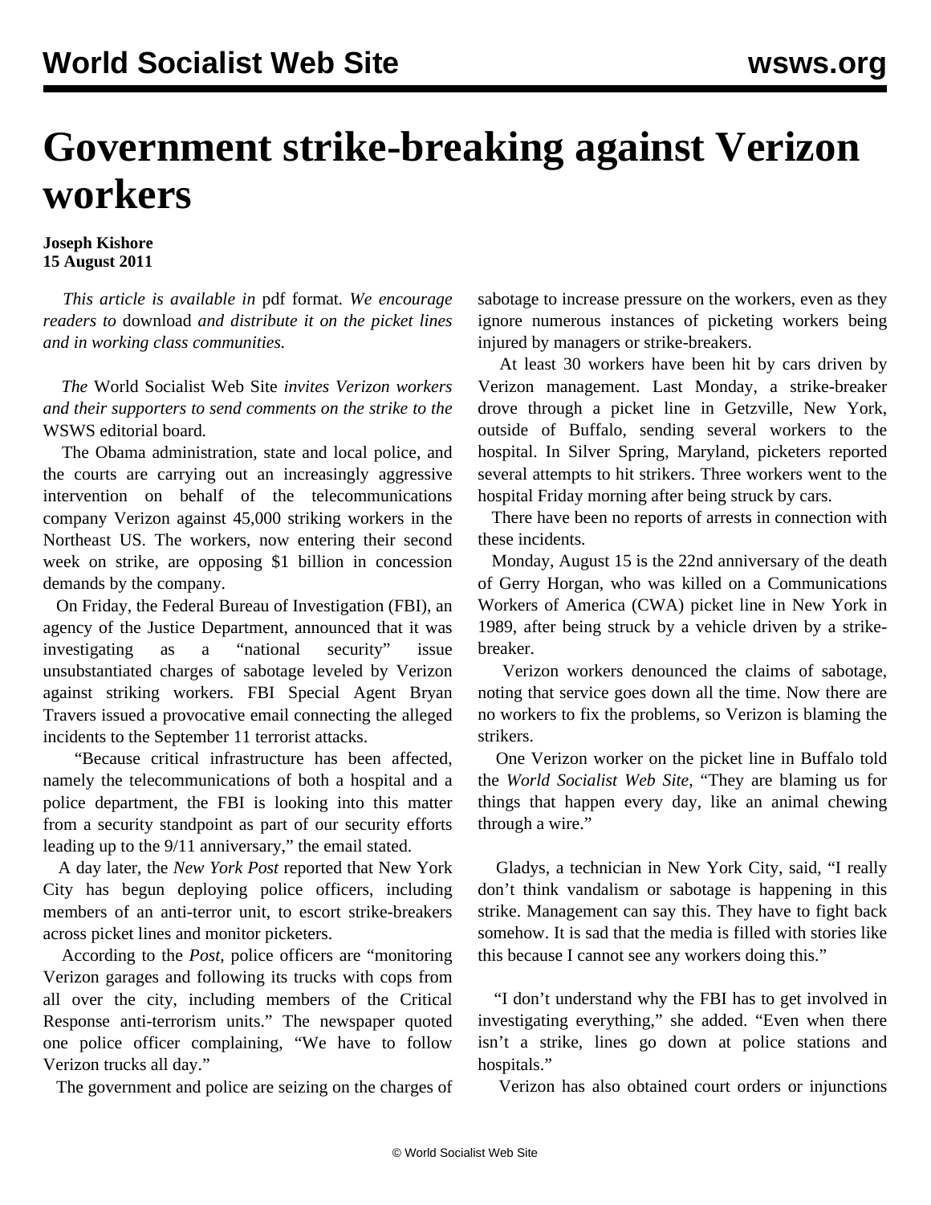# Government strike-breaking against Verizon workers

**Joseph Kishore**
**15 August 2011**

*This article is available in* pdf format. *We encourage readers to* download *and distribute it on the picket lines and in working class communities.*

*The* World Socialist Web Site *invites Verizon workers and their supporters to send comments on the strike to the* WSWS editorial board*.*

The Obama administration, state and local police, and the courts are carrying out an increasingly aggressive intervention on behalf of the telecommunications company Verizon against 45,000 striking workers in the Northeast US. The workers, now entering their second week on strike, are opposing $1 billion in concession demands by the company.

On Friday, the Federal Bureau of Investigation (FBI), an agency of the Justice Department, announced that it was investigating as a "national security" issue unsubstantiated charges of sabotage leveled by Verizon against striking workers. FBI Special Agent Bryan Travers issued a provocative email connecting the alleged incidents to the September 11 terrorist attacks.

"Because critical infrastructure has been affected, namely the telecommunications of both a hospital and a police department, the FBI is looking into this matter from a security standpoint as part of our security efforts leading up to the 9/11 anniversary," the email stated.

A day later, the *New York Post* reported that New York City has begun deploying police officers, including members of an anti-terror unit, to escort strike-breakers across picket lines and monitor picketers.

According to the *Post*, police officers are "monitoring Verizon garages and following its trucks with cops from all over the city, including members of the Critical Response anti-terrorism units." The newspaper quoted one police officer complaining, "We have to follow Verizon trucks all day."

The government and police are seizing on the charges of sabotage to increase pressure on the workers, even as they ignore numerous instances of picketing workers being injured by managers or strike-breakers.

At least 30 workers have been hit by cars driven by Verizon management. Last Monday, a strike-breaker drove through a picket line in Getzville, New York, outside of Buffalo, sending several workers to the hospital. In Silver Spring, Maryland, picketers reported several attempts to hit strikers. Three workers went to the hospital Friday morning after being struck by cars.

There have been no reports of arrests in connection with these incidents.

Monday, August 15 is the 22nd anniversary of the death of Gerry Horgan, who was killed on a Communications Workers of America (CWA) picket line in New York in 1989, after being struck by a vehicle driven by a strike-breaker.

Verizon workers denounced the claims of sabotage, noting that service goes down all the time. Now there are no workers to fix the problems, so Verizon is blaming the strikers.

One Verizon worker on the picket line in Buffalo told the *World Socialist Web Site*, "They are blaming us for things that happen every day, like an animal chewing through a wire."

Gladys, a technician in New York City, said, "I really don't think vandalism or sabotage is happening in this strike. Management can say this. They have to fight back somehow. It is sad that the media is filled with stories like this because I cannot see any workers doing this."

"I don't understand why the FBI has to get involved in investigating everything," she added. "Even when there isn't a strike, lines go down at police stations and hospitals."

Verizon has also obtained court orders or injunctions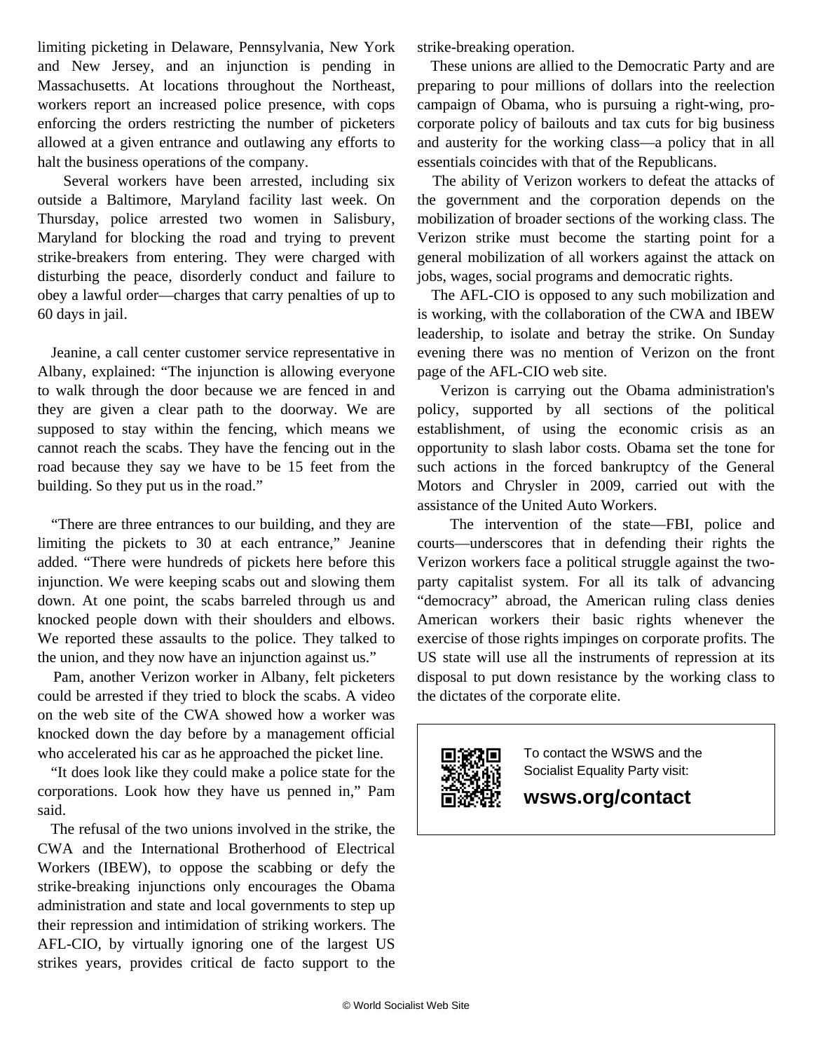limiting picketing in Delaware, Pennsylvania, New York and New Jersey, and an injunction is pending in Massachusetts. At locations throughout the Northeast, workers report an increased police presence, with cops enforcing the orders restricting the number of picketers allowed at a given entrance and outlawing any efforts to halt the business operations of the company.

Several workers have been arrested, including six outside a Baltimore, Maryland facility last week. On Thursday, police arrested two women in Salisbury, Maryland for blocking the road and trying to prevent strike-breakers from entering. They were charged with disturbing the peace, disorderly conduct and failure to obey a lawful order—charges that carry penalties of up to 60 days in jail.

Jeanine, a call center customer service representative in Albany, explained: "The injunction is allowing everyone to walk through the door because we are fenced in and they are given a clear path to the doorway. We are supposed to stay within the fencing, which means we cannot reach the scabs. They have the fencing out in the road because they say we have to be 15 feet from the building. So they put us in the road."

"There are three entrances to our building, and they are limiting the pickets to 30 at each entrance," Jeanine added. "There were hundreds of pickets here before this injunction. We were keeping scabs out and slowing them down. At one point, the scabs barreled through us and knocked people down with their shoulders and elbows. We reported these assaults to the police. They talked to the union, and they now have an injunction against us."

Pam, another Verizon worker in Albany, felt picketers could be arrested if they tried to block the scabs. A video on the web site of the CWA showed how a worker was knocked down the day before by a management official who accelerated his car as he approached the picket line.

"It does look like they could make a police state for the corporations. Look how they have us penned in," Pam said.

The refusal of the two unions involved in the strike, the CWA and the International Brotherhood of Electrical Workers (IBEW), to oppose the scabbing or defy the strike-breaking injunctions only encourages the Obama administration and state and local governments to step up their repression and intimidation of striking workers. The AFL-CIO, by virtually ignoring one of the largest US strikes years, provides critical de facto support to the strike-breaking operation.

These unions are allied to the Democratic Party and are preparing to pour millions of dollars into the reelection campaign of Obama, who is pursuing a right-wing, pro-corporate policy of bailouts and tax cuts for big business and austerity for the working class—a policy that in all essentials coincides with that of the Republicans.

The ability of Verizon workers to defeat the attacks of the government and the corporation depends on the mobilization of broader sections of the working class. The Verizon strike must become the starting point for a general mobilization of all workers against the attack on jobs, wages, social programs and democratic rights.

The AFL-CIO is opposed to any such mobilization and is working, with the collaboration of the CWA and IBEW leadership, to isolate and betray the strike. On Sunday evening there was no mention of Verizon on the front page of the AFL-CIO web site.

Verizon is carrying out the Obama administration's policy, supported by all sections of the political establishment, of using the economic crisis as an opportunity to slash labor costs. Obama set the tone for such actions in the forced bankruptcy of the General Motors and Chrysler in 2009, carried out with the assistance of the United Auto Workers.

The intervention of the state—FBI, police and courts—underscores that in defending their rights the Verizon workers face a political struggle against the two-party capitalist system. For all its talk of advancing "democracy" abroad, the American ruling class denies American workers their basic rights whenever the exercise of those rights impinges on corporate profits. The US state will use all the instruments of repression at its disposal to put down resistance by the working class to the dictates of the corporate elite.

To contact the WSWS and the Socialist Equality Party visit:

**wsws.org/contact**